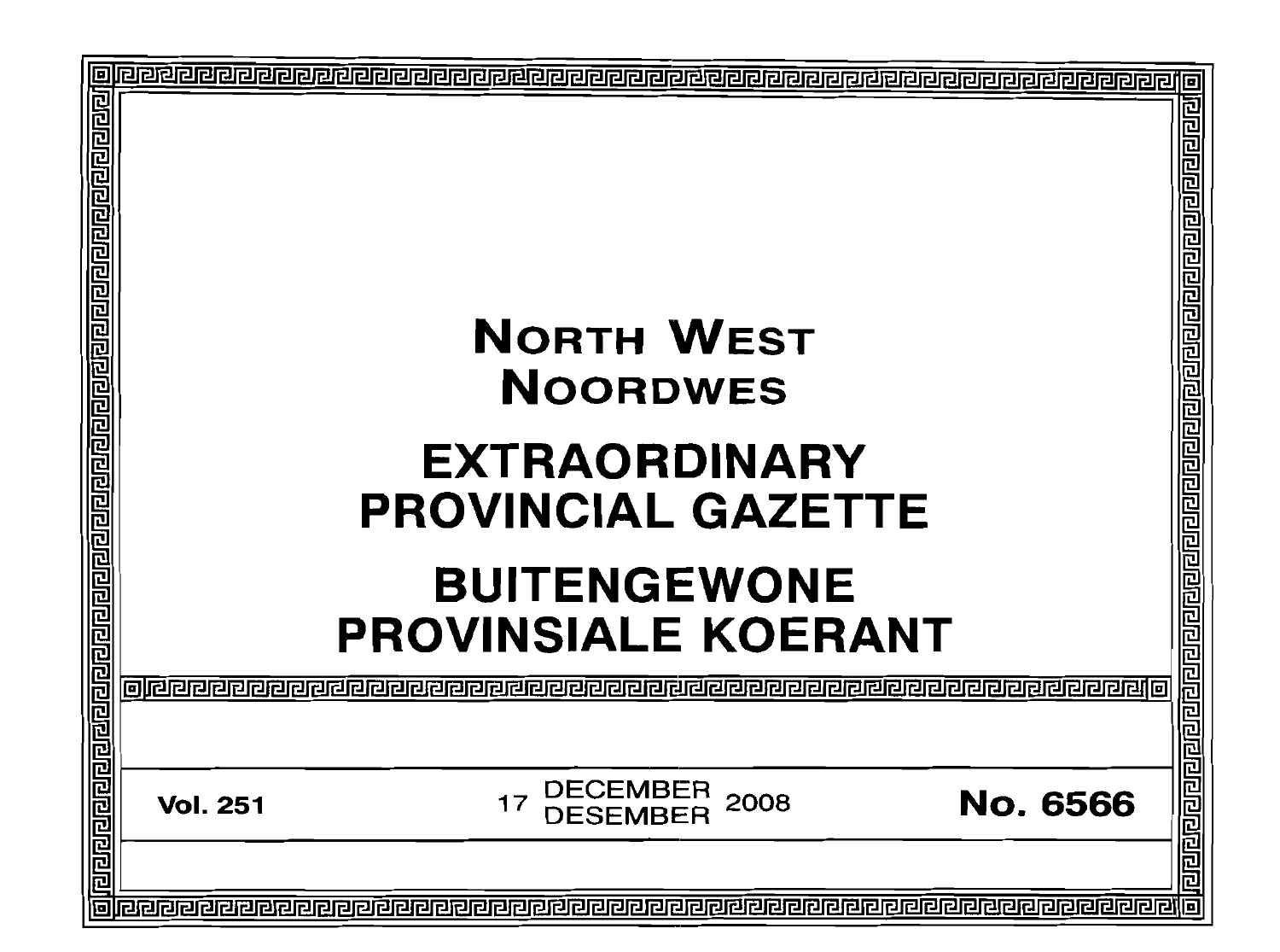# NORTH WEST
# NOORDWES

# EXTRAORDINARY PROVINCIAL GAZETTE

# BUITENGEWONE PROVINSIALE KOERANT

**Vol. 251** | 17 DECEMBER / DESEMBER 2008 | **No. 6566**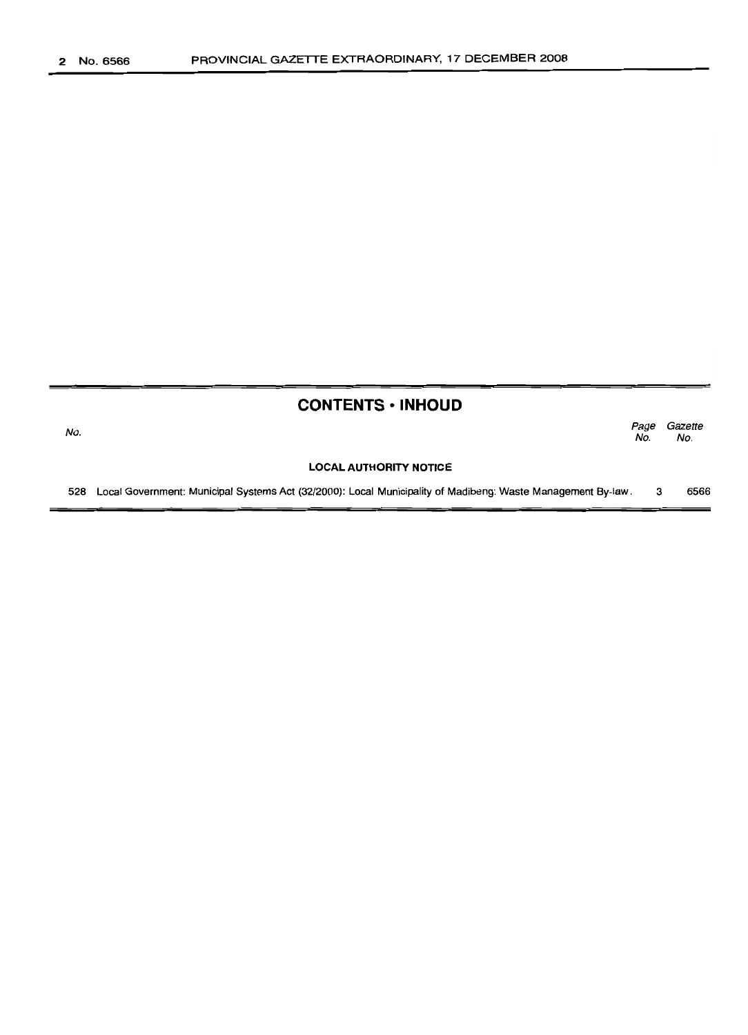## CONTENTS • INHOUD

| No. | | Page No. | Gazette No. |
|---|---|---|---|
| | **LOCAL AUTHORITY NOTICE** | | |
| 528 | Local Government: Municipal Systems Act (32/2000): Local Municipality of Madibeng: Waste Management By-law. | 3 | 6566 |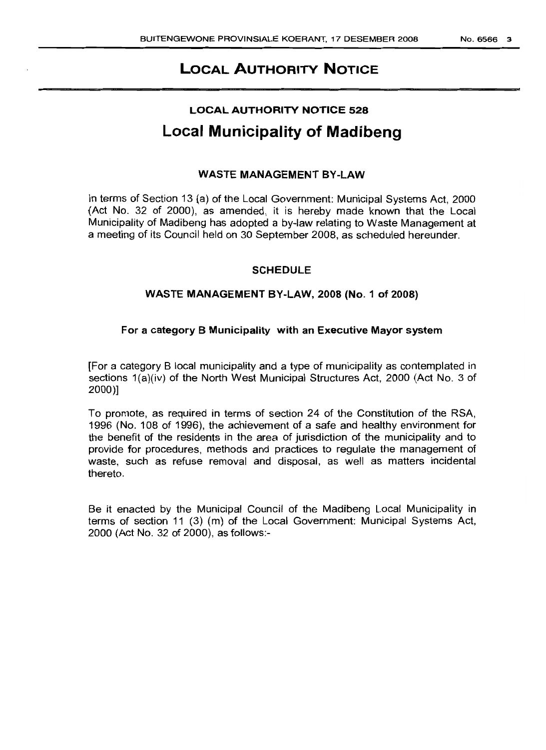# LOCAL AUTHORITY NOTICE

## LOCAL AUTHORITY NOTICE 528

# Local Municipality of Madibeng

### WASTE MANAGEMENT BY-LAW

In terms of Section 13 (a) of the Local Government: Municipal Systems Act, 2000 (Act No. 32 of 2000), as amended, it is hereby made known that the Local Municipality of Madibeng has adopted a by-law relating to Waste Management at a meeting of its Council held on 30 September 2008, as scheduled hereunder.

### SCHEDULE

### WASTE MANAGEMENT BY-LAW, 2008 (No. 1 of 2008)

**For a category B Municipality with an Executive Mayor system**

[For a category B local municipality and a type of municipality as contemplated in sections 1(a)(iv) of the North West Municipal Structures Act, 2000 (Act No. 3 of 2000)]

To promote, as required in terms of section 24 of the Constitution of the RSA, 1996 (No. 108 of 1996), the achievement of a safe and healthy environment for the benefit of the residents in the area of jurisdiction of the municipality and to provide for procedures, methods and practices to regulate the management of waste, such as refuse removal and disposal, as well as matters incidental thereto.

Be it enacted by the Municipal Council of the Madibeng Local Municipality in terms of section 11 (3) (m) of the Local Government: Municipal Systems Act, 2000 (Act No. 32 of 2000), as follows:-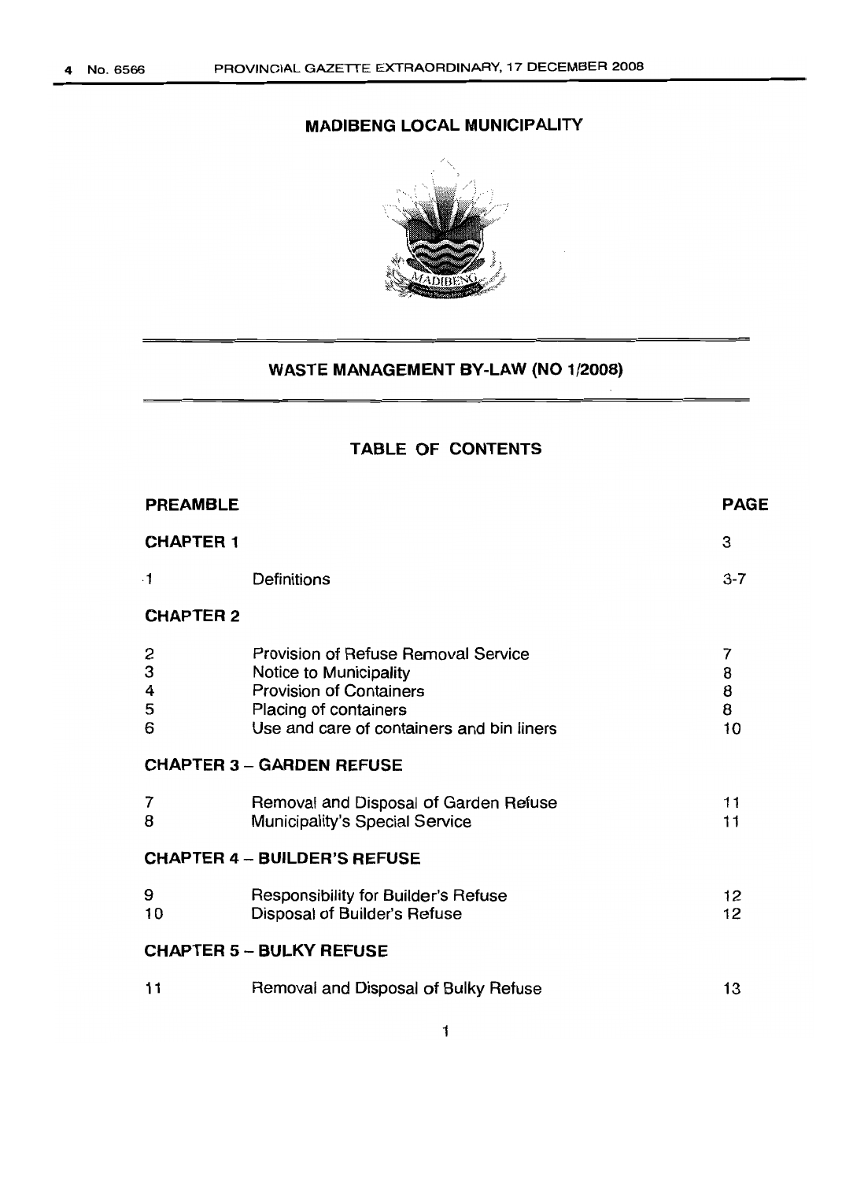## MADIBENG LOCAL MUNICIPALITY

# WASTE MANAGEMENT BY-LAW (NO 1/2008)

## TABLE OF CONTENTS

| PREAMBLE | | PAGE |
|---|---|---|
| **CHAPTER 1** | | 3 |
| 1 | Definitions | 3-7 |
| **CHAPTER 2** | | |
| 2 | Provision of Refuse Removal Service | 7 |
| 3 | Notice to Municipality | 8 |
| 4 | Provision of Containers | 8 |
| 5 | Placing of containers | 8 |
| 6 | Use and care of containers and bin liners | 10 |
| **CHAPTER 3 – GARDEN REFUSE** | | |
| 7 | Removal and Disposal of Garden Refuse | 11 |
| 8 | Municipality's Special Service | 11 |
| **CHAPTER 4 – BUILDER'S REFUSE** | | |
| 9 | Responsibility for Builder's Refuse | 12 |
| 10 | Disposal of Builder's Refuse | 12 |
| **CHAPTER 5 – BULKY REFUSE** | | |
| 11 | Removal and Disposal of Bulky Refuse | 13 |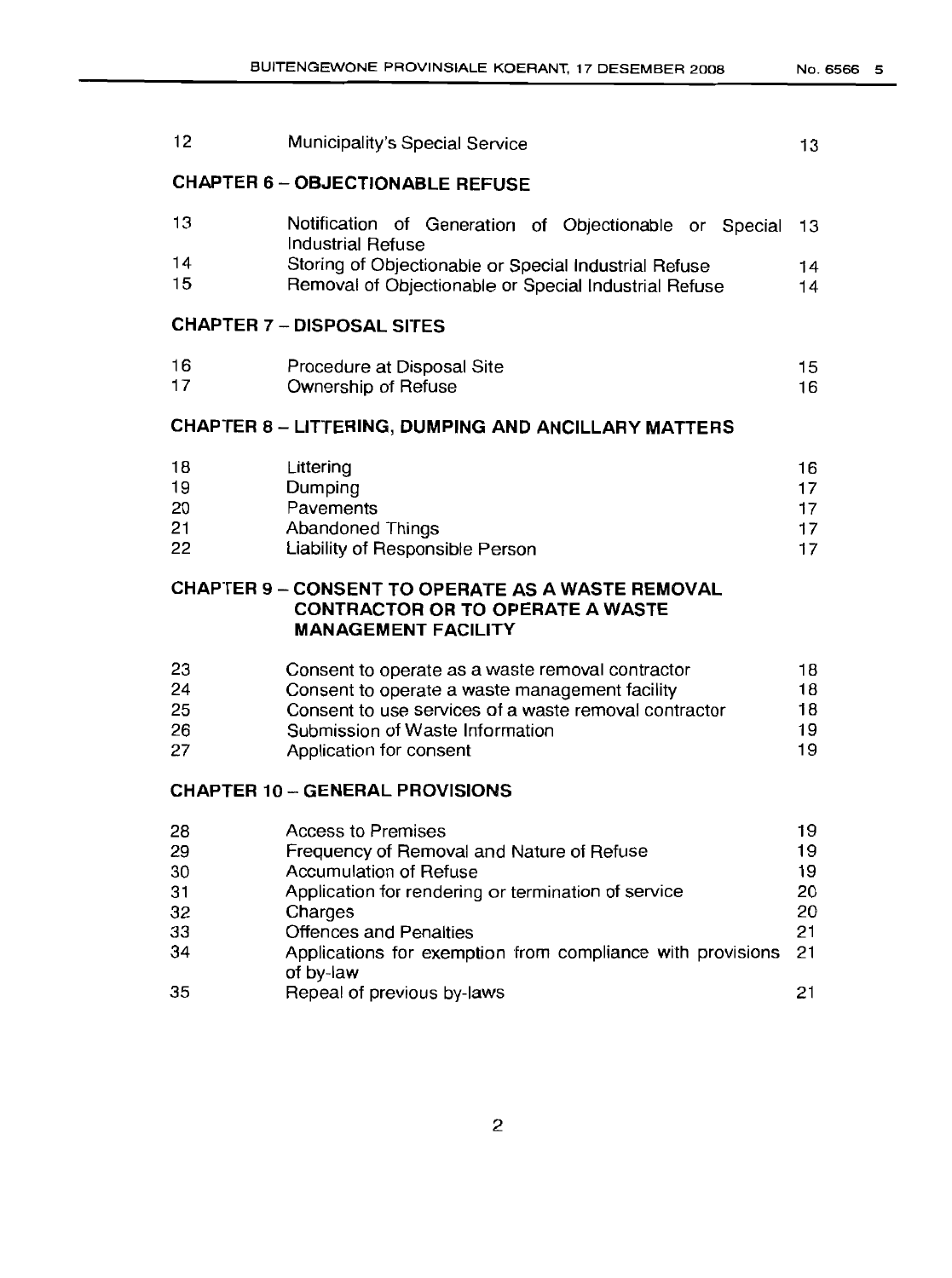| | | |
|---|---|---|
| 12 | Municipality's Special Service | 13 |

**CHAPTER 6 – OBJECTIONABLE REFUSE**

| | | |
|---|---|---|
| 13 | Notification of Generation of Objectionable or Special Industrial Refuse | 13 |
| 14 | Storing of Objectionable or Special Industrial Refuse | 14 |
| 15 | Removal of Objectionable or Special Industrial Refuse | 14 |

**CHAPTER 7 – DISPOSAL SITES**

| | | |
|---|---|---|
| 16 | Procedure at Disposal Site | 15 |
| 17 | Ownership of Refuse | 16 |

**CHAPTER 8 – LITTERING, DUMPING AND ANCILLARY MATTERS**

| | | |
|---|---|---|
| 18 | Littering | 16 |
| 19 | Dumping | 17 |
| 20 | Pavements | 17 |
| 21 | Abandoned Things | 17 |
| 22 | Liability of Responsible Person | 17 |

**CHAPTER 9 – CONSENT TO OPERATE AS A WASTE REMOVAL CONTRACTOR OR TO OPERATE A WASTE MANAGEMENT FACILITY**

| | | |
|---|---|---|
| 23 | Consent to operate as a waste removal contractor | 18 |
| 24 | Consent to operate a waste management facility | 18 |
| 25 | Consent to use services of a waste removal contractor | 18 |
| 26 | Submission of Waste Information | 19 |
| 27 | Application for consent | 19 |

**CHAPTER 10 – GENERAL PROVISIONS**

| | | |
|---|---|---|
| 28 | Access to Premises | 19 |
| 29 | Frequency of Removal and Nature of Refuse | 19 |
| 30 | Accumulation of Refuse | 19 |
| 31 | Application for rendering or termination of service | 20 |
| 32 | Charges | 20 |
| 33 | Offences and Penalties | 21 |
| 34 | Applications for exemption from compliance with provisions of by-law | 21 |
| 35 | Repeal of previous by-laws | 21 |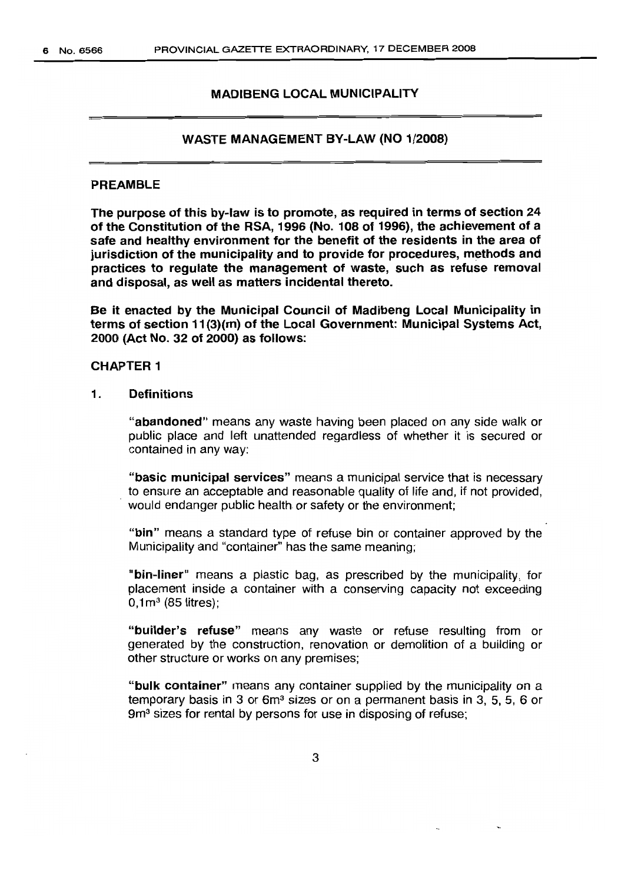## MADIBENG LOCAL MUNICIPALITY

## WASTE MANAGEMENT BY-LAW (NO 1/2008)

### PREAMBLE

**The purpose of this by-law is to promote, as required in terms of section 24 of the Constitution of the RSA, 1996 (No. 108 of 1996), the achievement of a safe and healthy environment for the benefit of the residents in the area of jurisdiction of the municipality and to provide for procedures, methods and practices to regulate the management of waste, such as refuse removal and disposal, as well as matters incidental thereto.**

**Be it enacted by the Municipal Council of Madibeng Local Municipality in terms of section 11(3)(m) of the Local Government: Municipal Systems Act, 2000 (Act No. 32 of 2000) as follows:**

### CHAPTER 1

**1. Definitions**

"**abandoned**" means any waste having been placed on any side walk or public place and left unattended regardless of whether it is secured or contained in any way:

"**basic municipal services**" means a municipal service that is necessary to ensure an acceptable and reasonable quality of life and, if not provided, would endanger public health or safety or the environment;

"**bin**" means a standard type of refuse bin or container approved by the Municipality and "container" has the same meaning;

"**bin-liner**" means a plastic bag, as prescribed by the municipality, for placement inside a container with a conserving capacity not exceeding $0,1m^3$ (85 litres);

"**builder's refuse**" means any waste or refuse resulting from or generated by the construction, renovation or demolition of a building or other structure or works on any premises;

"**bulk container**" means any container supplied by the municipality on a temporary basis in 3 or $6m^3$ sizes or on a permanent basis in 3, 5, 5, 6 or $9m^3$ sizes for rental by persons for use in disposing of refuse;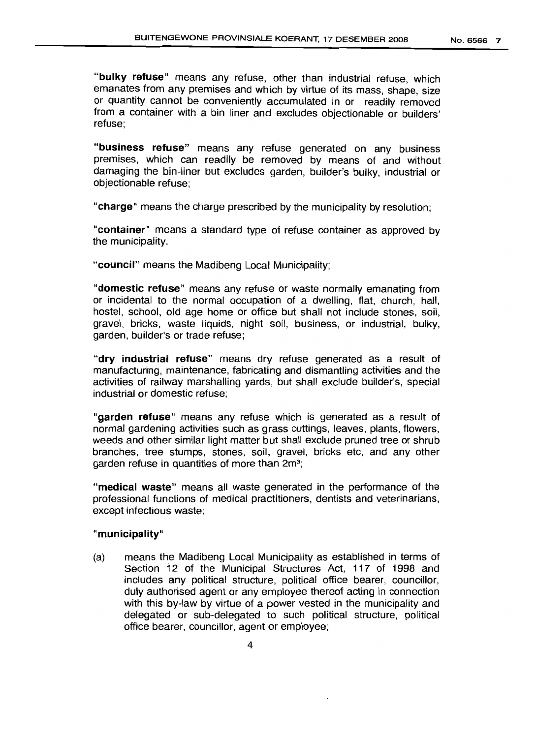"**bulky refuse**" means any refuse, other than industrial refuse, which emanates from any premises and which by virtue of its mass, shape, size or quantity cannot be conveniently accumulated in or readily removed from a container with a bin liner and excludes objectionable or builders' refuse;

"**business refuse**" means any refuse generated on any business premises, which can readily be removed by means of and without damaging the bin-liner but excludes garden, builder's bulky, industrial or objectionable refuse;

"**charge**" means the charge prescribed by the municipality by resolution;

"**container**" means a standard type of refuse container as approved by the municipality.

"**council**" means the Madibeng Local Municipality;

"**domestic refuse**" means any refuse or waste normally emanating from or incidental to the normal occupation of a dwelling, flat, church, hall, hostel, school, old age home or office but shall not include stones, soil, gravel, bricks, waste liquids, night soil, business, or industrial, bulky, garden, builder's or trade refuse;

"**dry industrial refuse**" means dry refuse generated as a result of manufacturing, maintenance, fabricating and dismantling activities and the activities of railway marshalling yards, but shall exclude builder's, special industrial or domestic refuse;

"**garden refuse**" means any refuse which is generated as a result of normal gardening activities such as grass cuttings, leaves, plants, flowers, weeds and other similar light matter but shall exclude pruned tree or shrub branches, tree stumps, stones, soil, gravel, bricks etc, and any other garden refuse in quantities of more than $2m^3$;

"**medical waste**" means all waste generated in the performance of the professional functions of medical practitioners, dentists and veterinarians, except infectious waste;

"**municipality**"

(a) means the Madibeng Local Municipality as established in terms of Section 12 of the Municipal Structures Act, 117 of 1998 and includes any political structure, political office bearer, councillor, duly authorised agent or any employee thereof acting in connection with this by-law by virtue of a power vested in the municipality and delegated or sub-delegated to such political structure, political office bearer, councillor, agent or employee;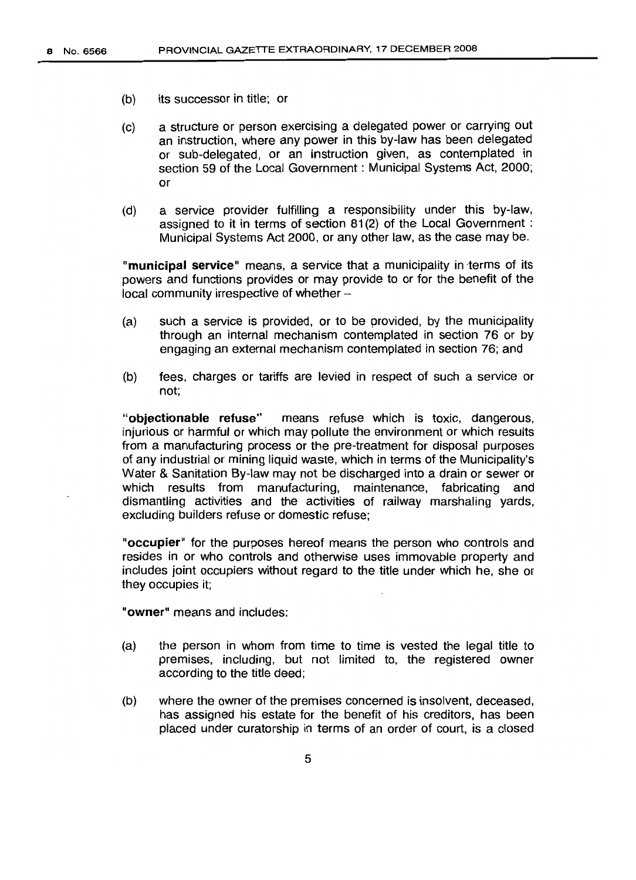(b) its successor in title; or

(c) a structure or person exercising a delegated power or carrying out an instruction, where any power in this by-law has been delegated or sub-delegated, or an instruction given, as contemplated in section 59 of the Local Government : Municipal Systems Act, 2000; or

(d) a service provider fulfilling a responsibility under this by-law, assigned to it in terms of section 81(2) of the Local Government : Municipal Systems Act 2000, or any other law, as the case may be.

**"municipal service"** means, a service that a municipality in terms of its powers and functions provides or may provide to or for the benefit of the local community irrespective of whether –

(a) such a service is provided, or to be provided, by the municipality through an internal mechanism contemplated in section 76 or by engaging an external mechanism contemplated in section 76; and

(b) fees, charges or tariffs are levied in respect of such a service or not;

**"objectionable refuse"** means refuse which is toxic, dangerous, injurious or harmful or which may pollute the environment or which results from a manufacturing process or the pre-treatment for disposal purposes of any industrial or mining liquid waste, which in terms of the Municipality's Water & Sanitation By-law may not be discharged into a drain or sewer or which results from manufacturing, maintenance, fabricating and dismantling activities and the activities of railway marshaling yards, excluding builders refuse or domestic refuse;

**"occupier"** for the purposes hereof means the person who controls and resides in or who controls and otherwise uses immovable property and includes joint occupiers without regard to the title under which he, she or they occupies it;

**"owner"** means and includes:

(a) the person in whom from time to time is vested the legal title to premises, including, but not limited to, the registered owner according to the title deed;

(b) where the owner of the premises concerned is insolvent, deceased, has assigned his estate for the benefit of his creditors, has been placed under curatorship in terms of an order of court, is a closed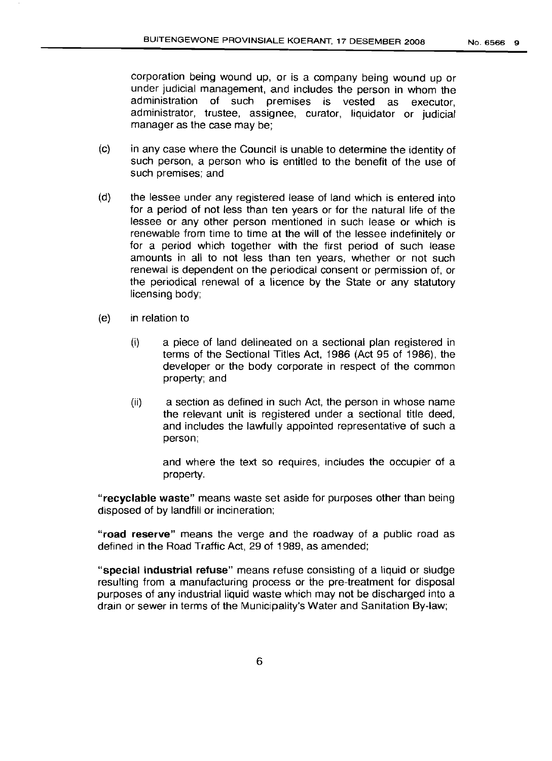corporation being wound up, or is a company being wound up or under judicial management, and includes the person in whom the administration of such premises is vested as executor, administrator, trustee, assignee, curator, liquidator or judicial manager as the case may be;

(c) in any case where the Council is unable to determine the identity of such person, a person who is entitled to the benefit of the use of such premises; and

(d) the lessee under any registered lease of land which is entered into for a period of not less than ten years or for the natural life of the lessee or any other person mentioned in such lease or which is renewable from time to time at the will of the lessee indefinitely or for a period which together with the first period of such lease amounts in all to not less than ten years, whether or not such renewal is dependent on the periodical consent or permission of, or the periodical renewal of a licence by the State or any statutory licensing body;

(e) in relation to

(i) a piece of land delineated on a sectional plan registered in terms of the Sectional Titles Act, 1986 (Act 95 of 1986), the developer or the body corporate in respect of the common property; and

(ii) a section as defined in such Act, the person in whose name the relevant unit is registered under a sectional title deed, and includes the lawfully appointed representative of such a person;

and where the text so requires, includes the occupier of a property.

"**recyclable waste**" means waste set aside for purposes other than being disposed of by landfill or incineration;

"**road reserve**" means the verge and the roadway of a public road as defined in the Road Traffic Act, 29 of 1989, as amended;

"**special industrial refuse**" means refuse consisting of a liquid or sludge resulting from a manufacturing process or the pre-treatment for disposal purposes of any industrial liquid waste which may not be discharged into a drain or sewer in terms of the Municipality's Water and Sanitation By-law;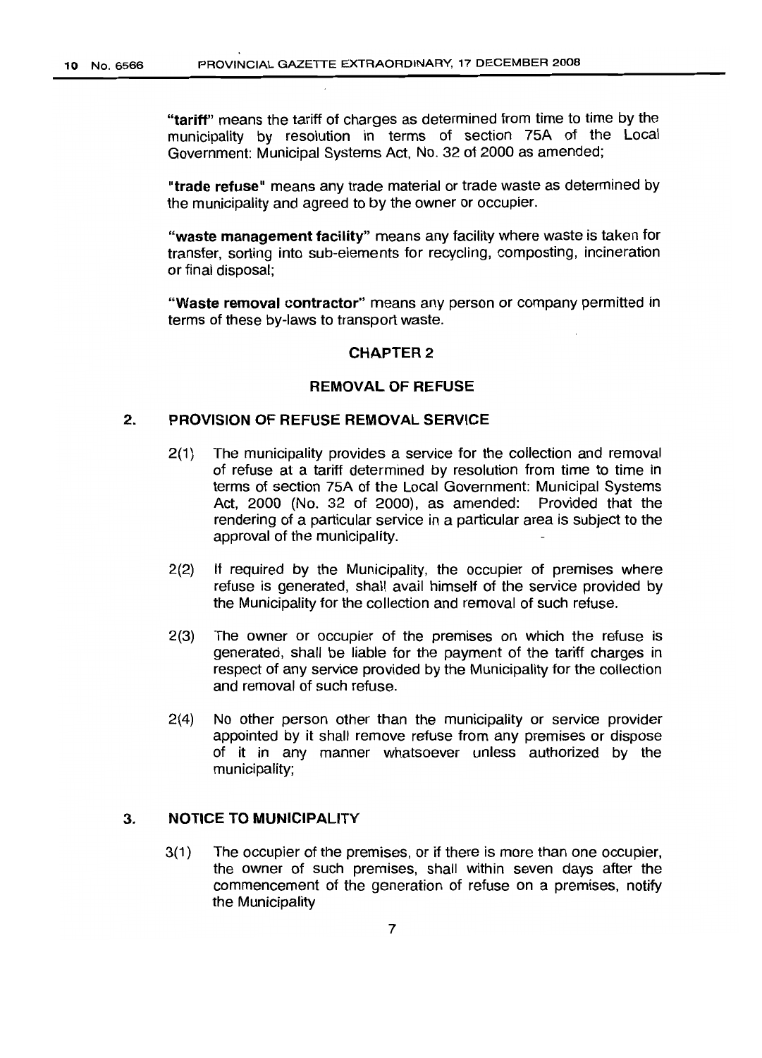"**tariff**" means the tariff of charges as determined from time to time by the municipality by resolution in terms of section 75A of the Local Government: Municipal Systems Act, No. 32 of 2000 as amended;

"**trade refuse**" means any trade material or trade waste as determined by the municipality and agreed to by the owner or occupier.

"**waste management facility**" means any facility where waste is taken for transfer, sorting into sub-elements for recycling, composting, incineration or final disposal;

"**Waste removal contractor**" means any person or company permitted in terms of these by-laws to transport waste.

## CHAPTER 2

## REMOVAL OF REFUSE

### 2. PROVISION OF REFUSE REMOVAL SERVICE

2(1) The municipality provides a service for the collection and removal of refuse at a tariff determined by resolution from time to time in terms of section 75A of the Local Government: Municipal Systems Act, 2000 (No. 32 of 2000), as amended: Provided that the rendering of a particular service in a particular area is subject to the approval of the municipality.

2(2) If required by the Municipality, the occupier of premises where refuse is generated, shall avail himself of the service provided by the Municipality for the collection and removal of such refuse.

2(3) The owner or occupier of the premises on which the refuse is generated, shall be liable for the payment of the tariff charges in respect of any service provided by the Municipality for the collection and removal of such refuse.

2(4) No other person other than the municipality or service provider appointed by it shall remove refuse from any premises or dispose of it in any manner whatsoever unless authorized by the municipality;

### 3. NOTICE TO MUNICIPALITY

3(1) The occupier of the premises, or if there is more than one occupier, the owner of such premises, shall within seven days after the commencement of the generation of refuse on a premises, notify the Municipality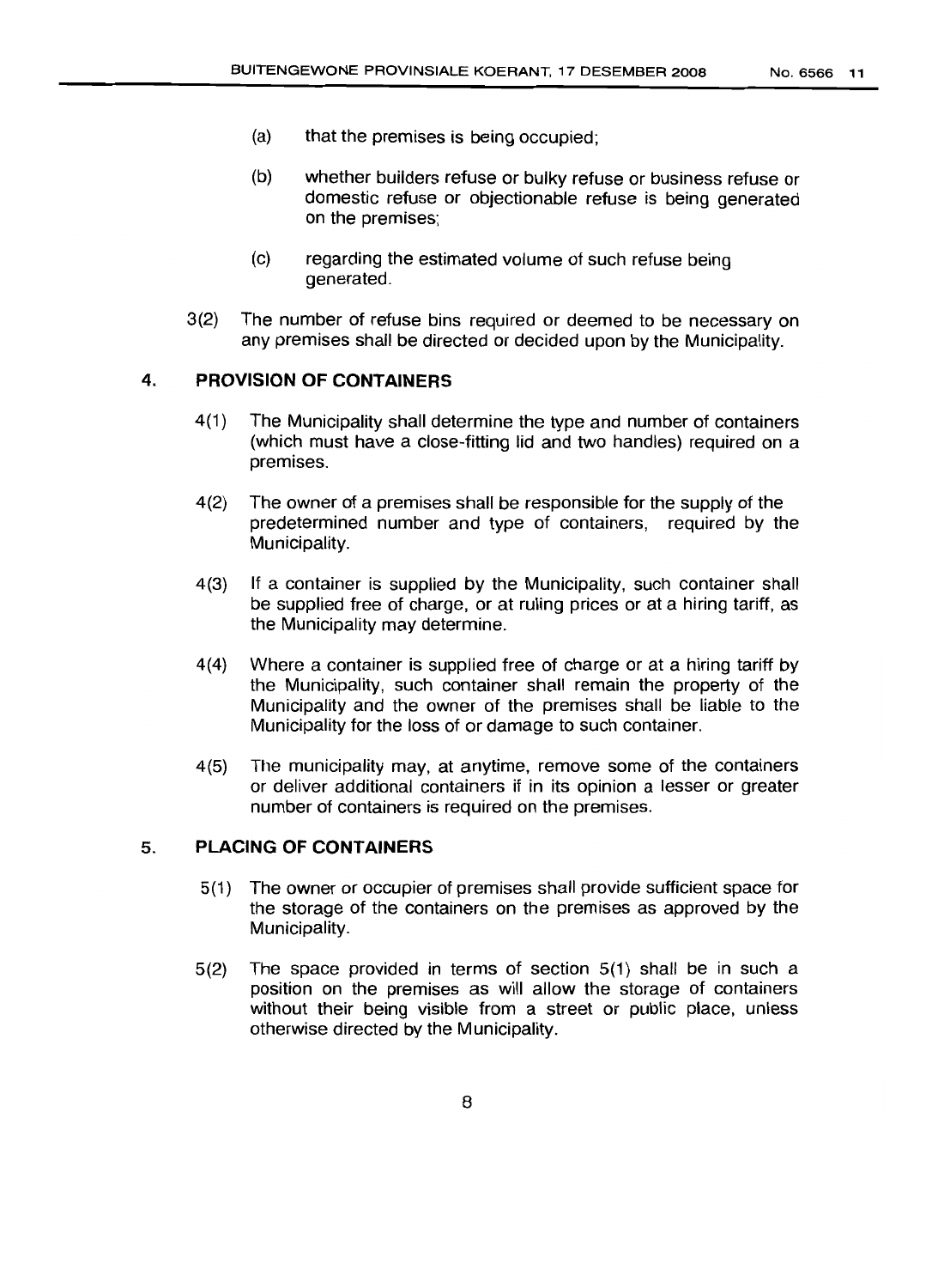(a) that the premises is being occupied;

(b) whether builders refuse or bulky refuse or business refuse or domestic refuse or objectionable refuse is being generated on the premises;

(c) regarding the estimated volume of such refuse being generated.

3(2) The number of refuse bins required or deemed to be necessary on any premises shall be directed or decided upon by the Municipality.

## 4. PROVISION OF CONTAINERS

4(1) The Municipality shall determine the type and number of containers (which must have a close-fitting lid and two handles) required on a premises.

4(2) The owner of a premises shall be responsible for the supply of the predetermined number and type of containers, required by the Municipality.

4(3) If a container is supplied by the Municipality, such container shall be supplied free of charge, or at ruling prices or at a hiring tariff, as the Municipality may determine.

4(4) Where a container is supplied free of charge or at a hiring tariff by the Municipality, such container shall remain the property of the Municipality and the owner of the premises shall be liable to the Municipality for the loss of or damage to such container.

4(5) The municipality may, at anytime, remove some of the containers or deliver additional containers if in its opinion a lesser or greater number of containers is required on the premises.

## 5. PLACING OF CONTAINERS

5(1) The owner or occupier of premises shall provide sufficient space for the storage of the containers on the premises as approved by the Municipality.

5(2) The space provided in terms of section 5(1) shall be in such a position on the premises as will allow the storage of containers without their being visible from a street or public place, unless otherwise directed by the Municipality.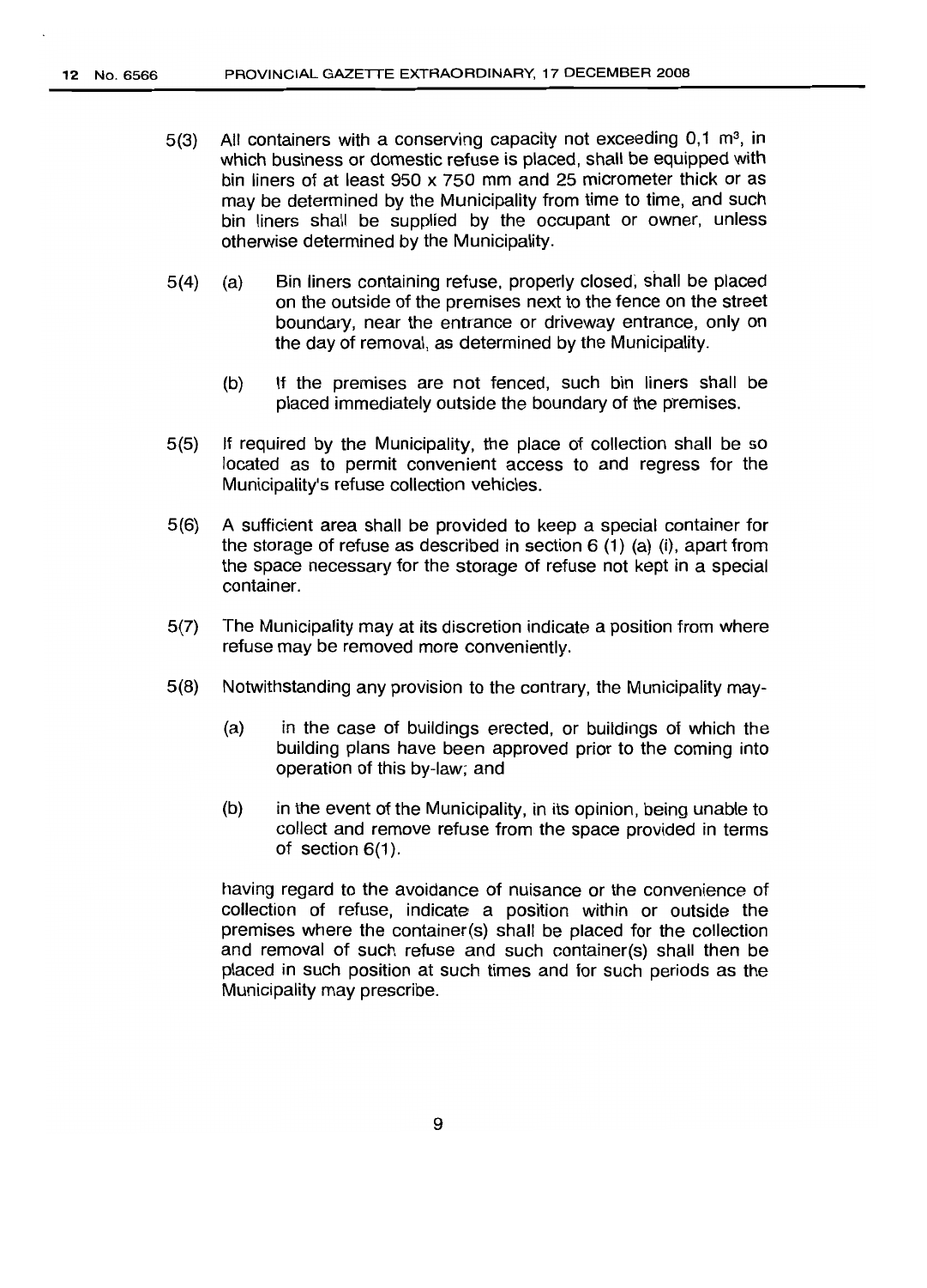5(3) All containers with a conserving capacity not exceeding 0,1 $m^3$, in which business or domestic refuse is placed, shall be equipped with bin liners of at least 950 x 750 mm and 25 micrometer thick or as may be determined by the Municipality from time to time, and such bin liners shall be supplied by the occupant or owner, unless otherwise determined by the Municipality.

5(4) (a) Bin liners containing refuse, properly closed, shall be placed on the outside of the premises next to the fence on the street boundary, near the entrance or driveway entrance, only on the day of removal, as determined by the Municipality.

(b) If the premises are not fenced, such bin liners shall be placed immediately outside the boundary of the premises.

5(5) If required by the Municipality, the place of collection shall be so located as to permit convenient access to and regress for the Municipality's refuse collection vehicles.

5(6) A sufficient area shall be provided to keep a special container for the storage of refuse as described in section 6 (1) (a) (i), apart from the space necessary for the storage of refuse not kept in a special container.

5(7) The Municipality may at its discretion indicate a position from where refuse may be removed more conveniently.

5(8) Notwithstanding any provision to the contrary, the Municipality may-

(a) in the case of buildings erected, or buildings of which the building plans have been approved prior to the coming into operation of this by-law; and

(b) in the event of the Municipality, in its opinion, being unable to collect and remove refuse from the space provided in terms of section 6(1).

having regard to the avoidance of nuisance or the convenience of collection of refuse, indicate a position within or outside the premises where the container(s) shall be placed for the collection and removal of such refuse and such container(s) shall then be placed in such position at such times and for such periods as the Municipality may prescribe.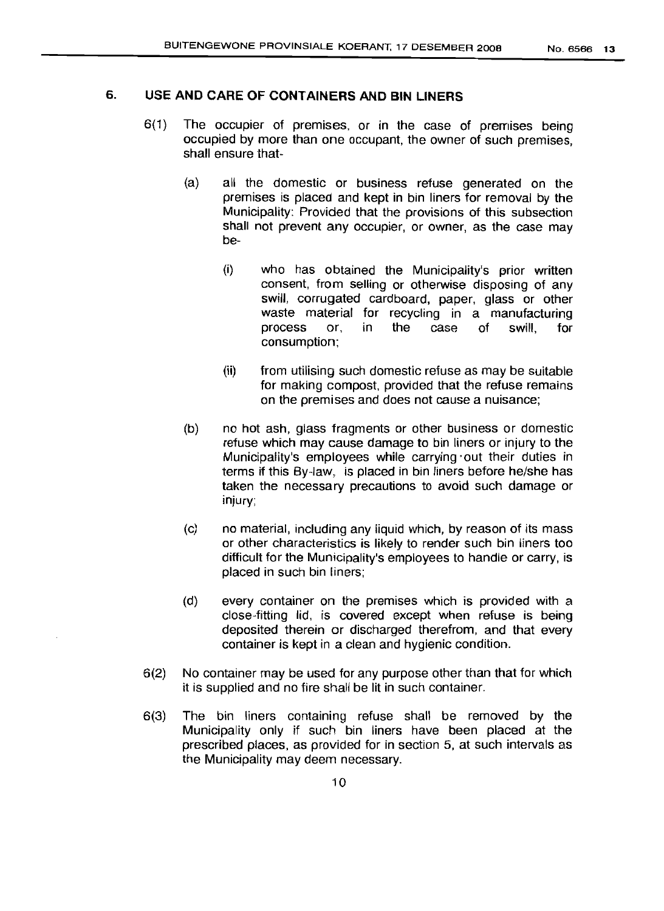## 6. USE AND CARE OF CONTAINERS AND BIN LINERS

6(1) The occupier of premises, or in the case of premises being occupied by more than one occupant, the owner of such premises, shall ensure that-

(a) all the domestic or business refuse generated on the premises is placed and kept in bin liners for removal by the Municipality: Provided that the provisions of this subsection shall not prevent any occupier, or owner, as the case may be-

(i) who has obtained the Municipality's prior written consent, from selling or otherwise disposing of any swill, corrugated cardboard, paper, glass or other waste material for recycling in a manufacturing process or, in the case of swill, for consumption;

(ii) from utilising such domestic refuse as may be suitable for making compost, provided that the refuse remains on the premises and does not cause a nuisance;

(b) no hot ash, glass fragments or other business or domestic refuse which may cause damage to bin liners or injury to the Municipality's employees while carrying out their duties in terms if this By-law, is placed in bin liners before he/she has taken the necessary precautions to avoid such damage or injury;

(c) no material, including any liquid which, by reason of its mass or other characteristics is likely to render such bin liners too difficult for the Municipality's employees to handle or carry, is placed in such bin liners;

(d) every container on the premises which is provided with a close-fitting lid, is covered except when refuse is being deposited therein or discharged therefrom, and that every container is kept in a clean and hygienic condition.

6(2) No container may be used for any purpose other than that for which it is supplied and no fire shall be lit in such container.

6(3) The bin liners containing refuse shall be removed by the Municipality only if such bin liners have been placed at the prescribed places, as provided for in section 5, at such intervals as the Municipality may deem necessary.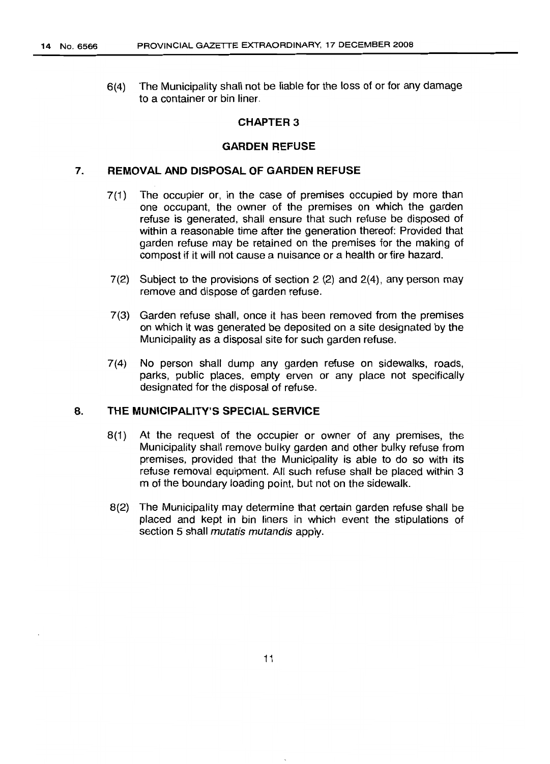6(4) The Municipality shall not be liable for the loss of or for any damage to a container or bin liner.

## CHAPTER 3

## GARDEN REFUSE

### 7. REMOVAL AND DISPOSAL OF GARDEN REFUSE

7(1) The occupier or, in the case of premises occupied by more than one occupant, the owner of the premises on which the garden refuse is generated, shall ensure that such refuse be disposed of within a reasonable time after the generation thereof: Provided that garden refuse may be retained on the premises for the making of compost if it will not cause a nuisance or a health or fire hazard.

7(2) Subject to the provisions of section 2 (2) and 2(4), any person may remove and dispose of garden refuse.

7(3) Garden refuse shall, once it has been removed from the premises on which it was generated be deposited on a site designated by the Municipality as a disposal site for such garden refuse.

7(4) No person shall dump any garden refuse on sidewalks, roads, parks, public places, empty erven or any place not specifically designated for the disposal of refuse.

### 8. THE MUNICIPALITY'S SPECIAL SERVICE

8(1) At the request of the occupier or owner of any premises, the Municipality shall remove bulky garden and other bulky refuse from premises, provided that the Municipality is able to do so with its refuse removal equipment. All such refuse shall be placed within 3 m of the boundary loading point, but not on the sidewalk.

8(2) The Municipality may determine that certain garden refuse shall be placed and kept in bin liners in which event the stipulations of section 5 shall *mutatis mutandis* apply.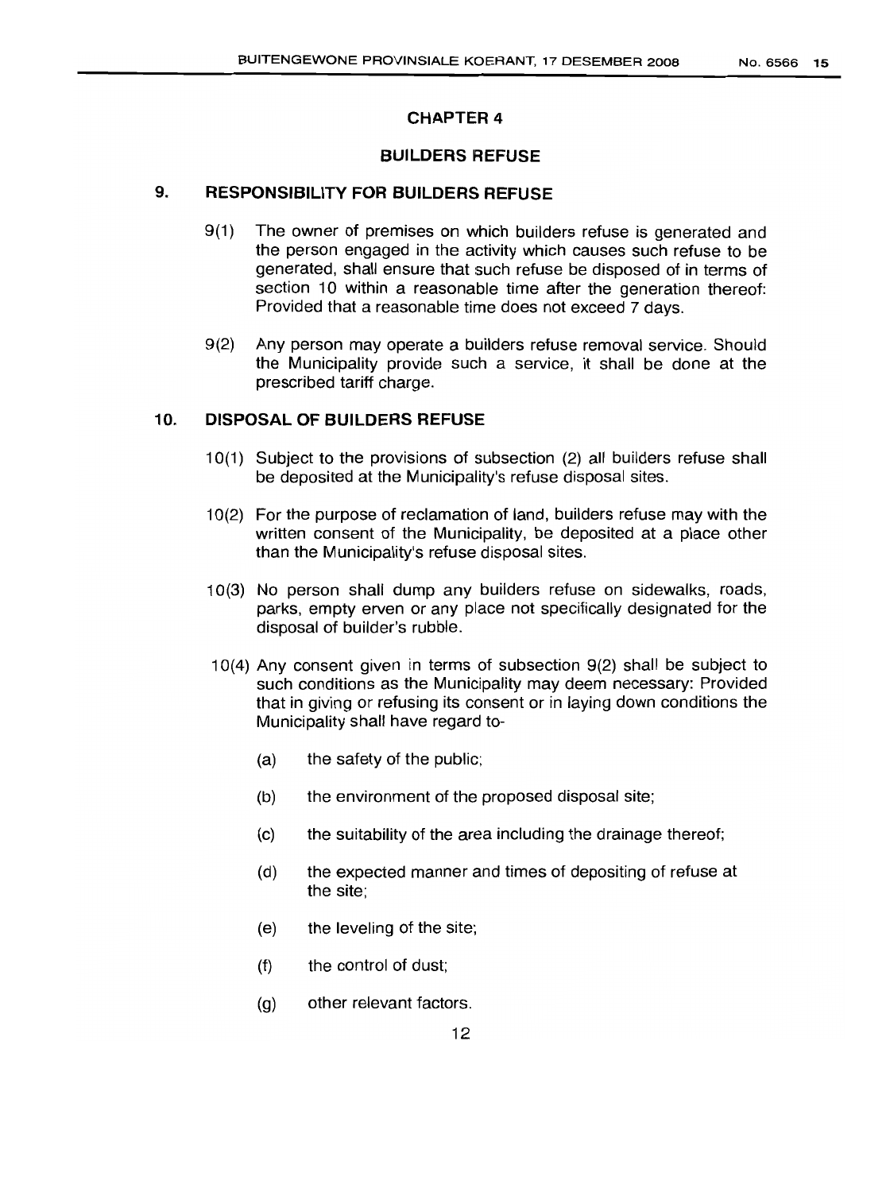## CHAPTER 4

## BUILDERS REFUSE

### 9. RESPONSIBILITY FOR BUILDERS REFUSE

9(1) The owner of premises on which builders refuse is generated and the person engaged in the activity which causes such refuse to be generated, shall ensure that such refuse be disposed of in terms of section 10 within a reasonable time after the generation thereof: Provided that a reasonable time does not exceed 7 days.

9(2) Any person may operate a builders refuse removal service. Should the Municipality provide such a service, it shall be done at the prescribed tariff charge.

### 10. DISPOSAL OF BUILDERS REFUSE

10(1) Subject to the provisions of subsection (2) all builders refuse shall be deposited at the Municipality's refuse disposal sites.

10(2) For the purpose of reclamation of land, builders refuse may with the written consent of the Municipality, be deposited at a place other than the Municipality's refuse disposal sites.

10(3) No person shall dump any builders refuse on sidewalks, roads, parks, empty erven or any place not specifically designated for the disposal of builder's rubble.

10(4) Any consent given in terms of subsection 9(2) shall be subject to such conditions as the Municipality may deem necessary: Provided that in giving or refusing its consent or in laying down conditions the Municipality shall have regard to-

(a) the safety of the public;

(b) the environment of the proposed disposal site;

(c) the suitability of the area including the drainage thereof;

(d) the expected manner and times of depositing of refuse at the site;

(e) the leveling of the site;

(f) the control of dust;

(g) other relevant factors.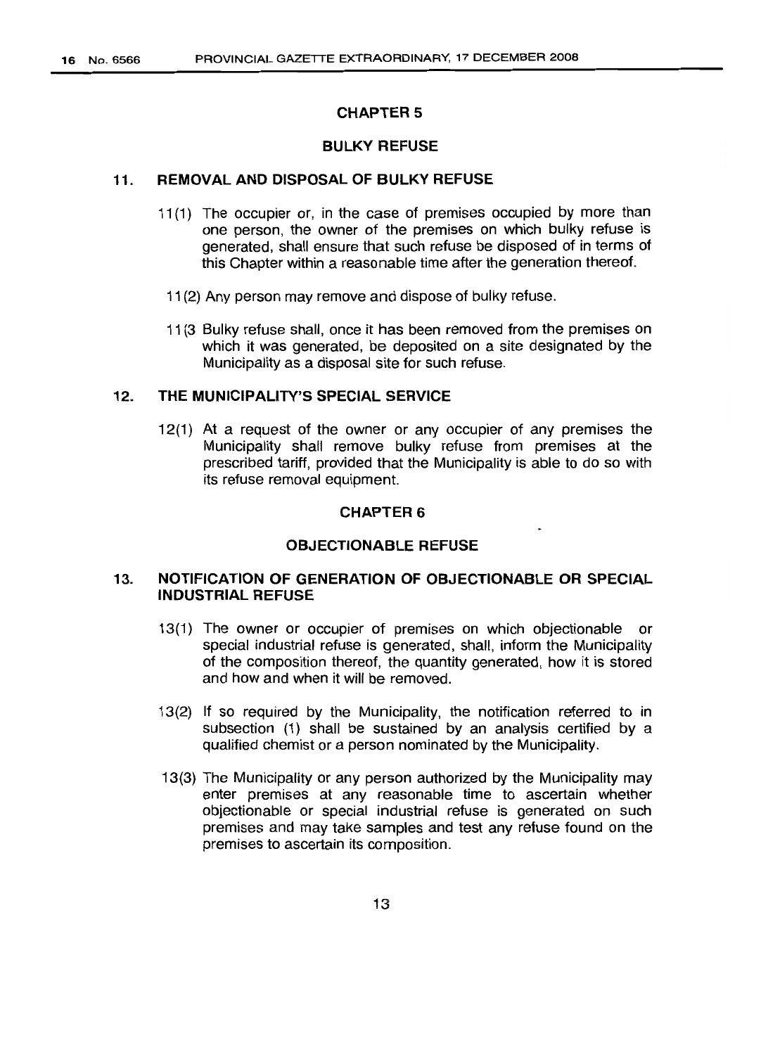## CHAPTER 5

## BULKY REFUSE

### 11. REMOVAL AND DISPOSAL OF BULKY REFUSE

11(1) The occupier or, in the case of premises occupied by more than one person, the owner of the premises on which bulky refuse is generated, shall ensure that such refuse be disposed of in terms of this Chapter within a reasonable time after the generation thereof.

11(2) Any person may remove and dispose of bulky refuse.

11(3 Bulky refuse shall, once it has been removed from the premises on which it was generated, be deposited on a site designated by the Municipality as a disposal site for such refuse.

### 12. THE MUNICIPALITY'S SPECIAL SERVICE

12(1) At a request of the owner or any occupier of any premises the Municipality shall remove bulky refuse from premises at the prescribed tariff, provided that the Municipality is able to do so with its refuse removal equipment.

## CHAPTER 6

## OBJECTIONABLE REFUSE

### 13. NOTIFICATION OF GENERATION OF OBJECTIONABLE OR SPECIAL INDUSTRIAL REFUSE

13(1) The owner or occupier of premises on which objectionable or special industrial refuse is generated, shall, inform the Municipality of the composition thereof, the quantity generated, how it is stored and how and when it will be removed.

13(2) If so required by the Municipality, the notification referred to in subsection (1) shall be sustained by an analysis certified by a qualified chemist or a person nominated by the Municipality.

13(3) The Municipality or any person authorized by the Municipality may enter premises at any reasonable time to ascertain whether objectionable or special industrial refuse is generated on such premises and may take samples and test any refuse found on the premises to ascertain its composition.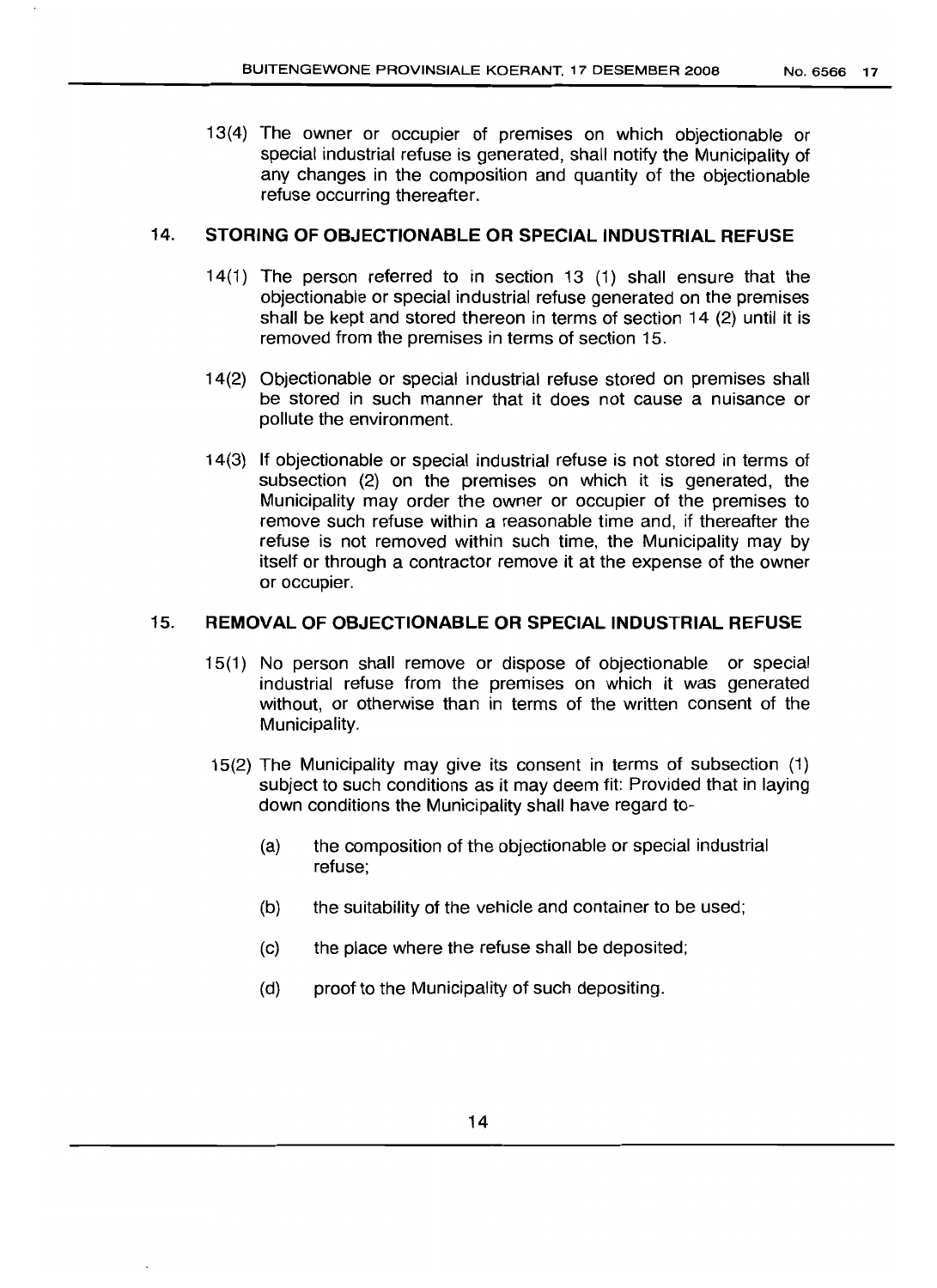13(4) The owner or occupier of premises on which objectionable or special industrial refuse is generated, shall notify the Municipality of any changes in the composition and quantity of the objectionable refuse occurring thereafter.

## 14. STORING OF OBJECTIONABLE OR SPECIAL INDUSTRIAL REFUSE

14(1) The person referred to in section 13 (1) shall ensure that the objectionable or special industrial refuse generated on the premises shall be kept and stored thereon in terms of section 14 (2) until it is removed from the premises in terms of section 15.

14(2) Objectionable or special industrial refuse stored on premises shall be stored in such manner that it does not cause a nuisance or pollute the environment.

14(3) If objectionable or special industrial refuse is not stored in terms of subsection (2) on the premises on which it is generated, the Municipality may order the owner or occupier of the premises to remove such refuse within a reasonable time and, if thereafter the refuse is not removed within such time, the Municipality may by itself or through a contractor remove it at the expense of the owner or occupier.

## 15. REMOVAL OF OBJECTIONABLE OR SPECIAL INDUSTRIAL REFUSE

15(1) No person shall remove or dispose of objectionable or special industrial refuse from the premises on which it was generated without, or otherwise than in terms of the written consent of the Municipality.

15(2) The Municipality may give its consent in terms of subsection (1) subject to such conditions as it may deem fit: Provided that in laying down conditions the Municipality shall have regard to-

(a) the composition of the objectionable or special industrial refuse;

(b) the suitability of the vehicle and container to be used;

(c) the place where the refuse shall be deposited;

(d) proof to the Municipality of such depositing.